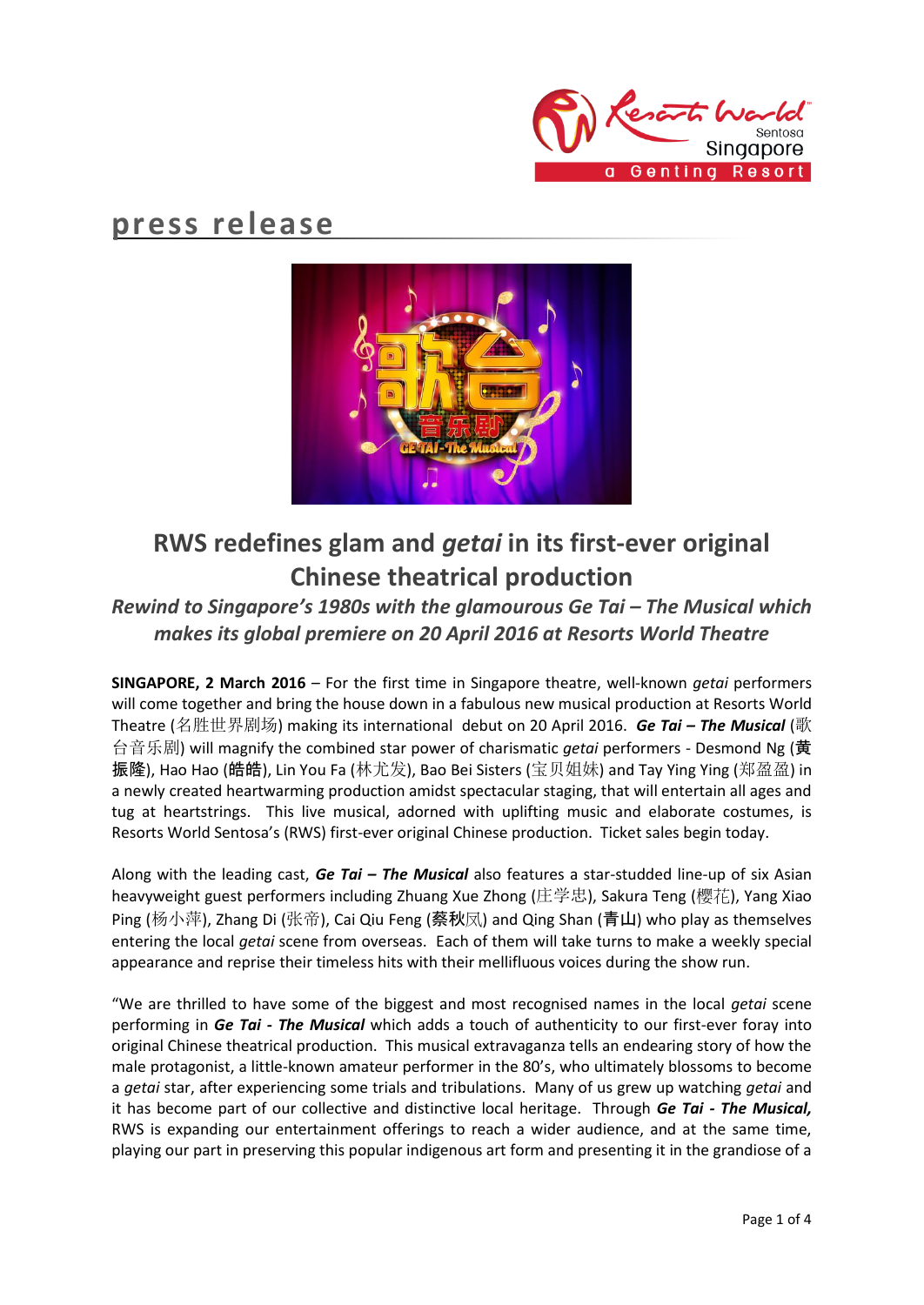press release

# RWS redefines glam and *getai* in its first-ever original Chinese theatrical production

### *Rewind to Singapore's 1980s with the glamourous Ge Tai – The Musical which makes its global premiere on 20 April 2016 at Resorts World Theatre*

**SINGAPORE, 2 March 2016** – For the first time in Singapore theatre, well-known *getai* performers will come together and bring the house down in a fabulous new musical production at Resorts World Theatre (名胜世界剧场) making its international debut on 20 April 2016. ***Ge Tai – The Musical*** (歌台音乐剧) will magnify the combined star power of charismatic *getai* performers - Desmond Ng (黄振隆), Hao Hao (皓皓), Lin You Fa (林尤发), Bao Bei Sisters (宝贝姐妹) and Tay Ying Ying (郑盈盈) in a newly created heartwarming production amidst spectacular staging, that will entertain all ages and tug at heartstrings. This live musical, adorned with uplifting music and elaborate costumes, is Resorts World Sentosa's (RWS) first-ever original Chinese production. Ticket sales begin today.

Along with the leading cast, ***Ge Tai – The Musical*** also features a star-studded line-up of six Asian heavyweight guest performers including Zhuang Xue Zhong (庄学忠), Sakura Teng (樱花), Yang Xiao Ping (杨小萍), Zhang Di (张帝), Cai Qiu Feng (蔡秋凤) and Qing Shan (青山) who play as themselves entering the local *getai* scene from overseas. Each of them will take turns to make a weekly special appearance and reprise their timeless hits with their mellifluous voices during the show run.

"We are thrilled to have some of the biggest and most recognised names in the local *getai* scene performing in ***Ge Tai - The Musical*** which adds a touch of authenticity to our first-ever foray into original Chinese theatrical production. This musical extravaganza tells an endearing story of how the male protagonist, a little-known amateur performer in the 80's, who ultimately blossoms to become a *getai* star, after experiencing some trials and tribulations. Many of us grew up watching *getai* and it has become part of our collective and distinctive local heritage. Through ***Ge Tai - The Musical,*** RWS is expanding our entertainment offerings to reach a wider audience, and at the same time, playing our part in preserving this popular indigenous art form and presenting it in the grandiose of a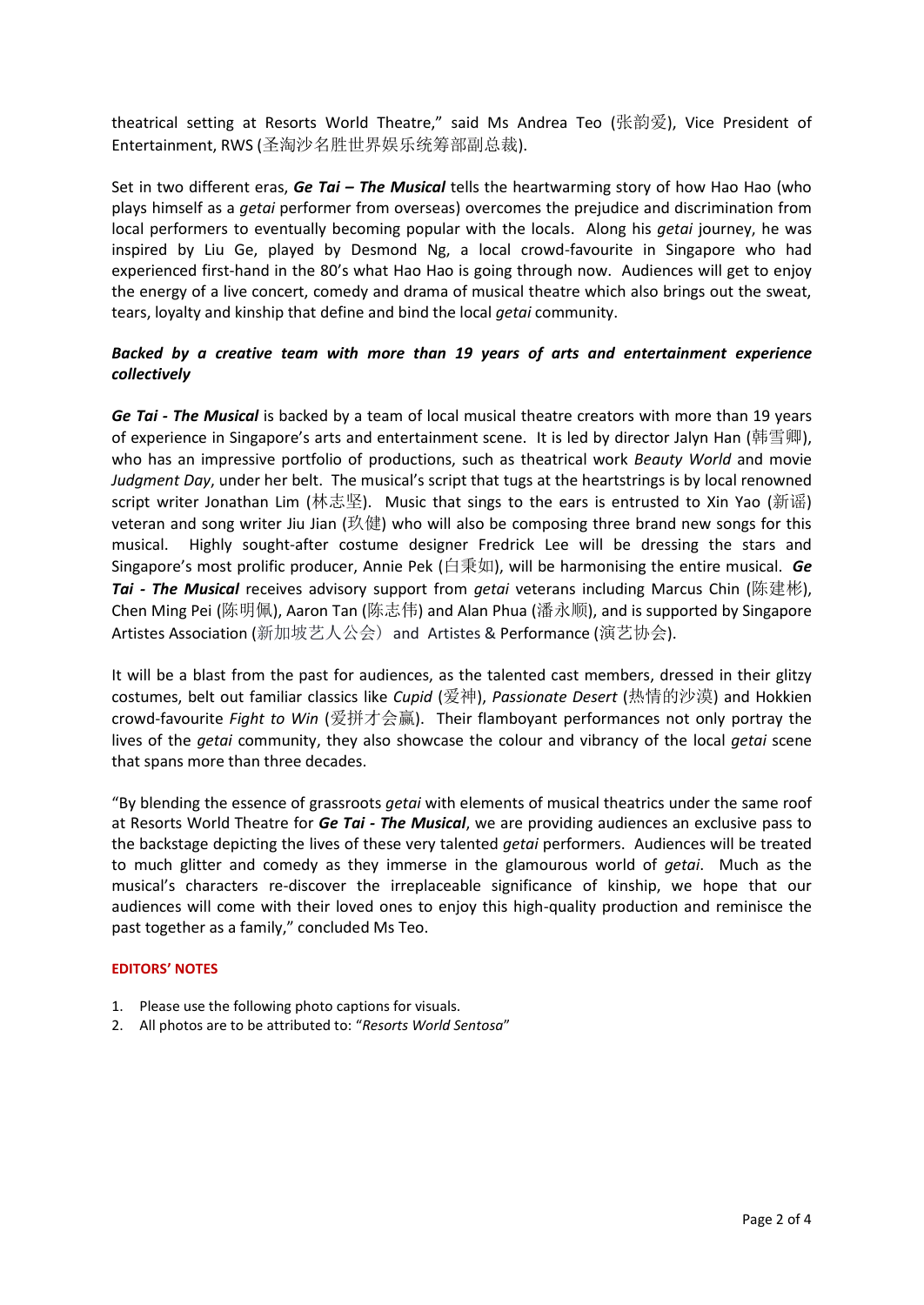theatrical setting at Resorts World Theatre," said Ms Andrea Teo (张韵爱), Vice President of Entertainment, RWS (圣淘沙名胜世界娱乐统筹部副总裁).

Set in two different eras, ***Ge Tai – The Musical*** tells the heartwarming story of how Hao Hao (who plays himself as a *getai* performer from overseas) overcomes the prejudice and discrimination from local performers to eventually becoming popular with the locals. Along his *getai* journey, he was inspired by Liu Ge, played by Desmond Ng, a local crowd-favourite in Singapore who had experienced first-hand in the 80's what Hao Hao is going through now. Audiences will get to enjoy the energy of a live concert, comedy and drama of musical theatre which also brings out the sweat, tears, loyalty and kinship that define and bind the local *getai* community.

***Backed by a creative team with more than 19 years of arts and entertainment experience collectively***

***Ge Tai - The Musical*** is backed by a team of local musical theatre creators with more than 19 years of experience in Singapore's arts and entertainment scene. It is led by director Jalyn Han (韩雪卿), who has an impressive portfolio of productions, such as theatrical work *Beauty World* and movie *Judgment Day*, under her belt. The musical's script that tugs at the heartstrings is by local renowned script writer Jonathan Lim (林志坚). Music that sings to the ears is entrusted to Xin Yao (新谣) veteran and song writer Jiu Jian (玖健) who will also be composing three brand new songs for this musical. Highly sought-after costume designer Fredrick Lee will be dressing the stars and Singapore's most prolific producer, Annie Pek (白秉如), will be harmonising the entire musical. ***Ge Tai - The Musical*** receives advisory support from *getai* veterans including Marcus Chin (陈建彬), Chen Ming Pei (陈明佩), Aaron Tan (陈志伟) and Alan Phua (潘永顺), and is supported by Singapore Artistes Association (新加坡艺人公会）and Artistes & Performance (演艺协会).

It will be a blast from the past for audiences, as the talented cast members, dressed in their glitzy costumes, belt out familiar classics like *Cupid* (爱神), *Passionate Desert* (热情的沙漠) and Hokkien crowd-favourite *Fight to Win* (爱拼才会赢). Their flamboyant performances not only portray the lives of the *getai* community, they also showcase the colour and vibrancy of the local *getai* scene that spans more than three decades.

"By blending the essence of grassroots *getai* with elements of musical theatrics under the same roof at Resorts World Theatre for ***Ge Tai - The Musical***, we are providing audiences an exclusive pass to the backstage depicting the lives of these very talented *getai* performers. Audiences will be treated to much glitter and comedy as they immerse in the glamourous world of *getai*. Much as the musical's characters re-discover the irreplaceable significance of kinship, we hope that our audiences will come with their loved ones to enjoy this high-quality production and reminisce the past together as a family," concluded Ms Teo.

**EDITORS' NOTES**

1. Please use the following photo captions for visuals.
2. All photos are to be attributed to: "*Resorts World Sentosa*"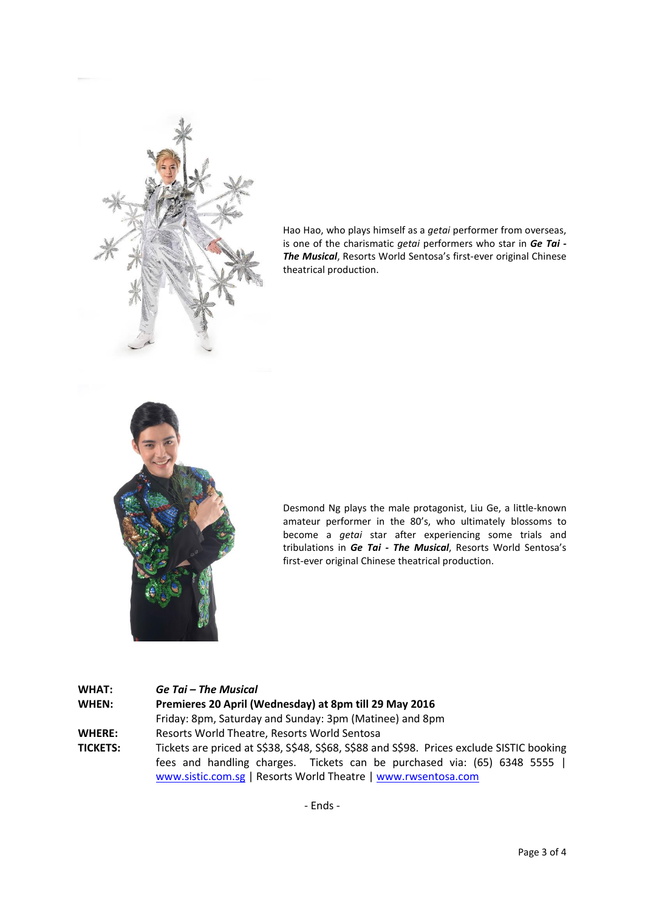Hao Hao, who plays himself as a *getai* performer from overseas, is one of the charismatic *getai* performers who star in ***Ge Tai - The Musical***, Resorts World Sentosa's first-ever original Chinese theatrical production.

Desmond Ng plays the male protagonist, Liu Ge, a little-known amateur performer in the 80's, who ultimately blossoms to become a *getai* star after experiencing some trials and tribulations in ***Ge Tai - The Musical***, Resorts World Sentosa's first-ever original Chinese theatrical production.

**WHAT:** ***Ge Tai – The Musical***

**WHEN:** **Premieres 20 April (Wednesday) at 8pm till 29 May 2016**
Friday: 8pm, Saturday and Sunday: 3pm (Matinee) and 8pm

**WHERE:** Resorts World Theatre, Resorts World Sentosa

**TICKETS:** Tickets are priced at S$38, S$48, S$68, S$88 and S$98. Prices exclude SISTIC booking fees and handling charges. Tickets can be purchased via: (65) 6348 5555 | www.sistic.com.sg | Resorts World Theatre | www.rwsentosa.com

- Ends -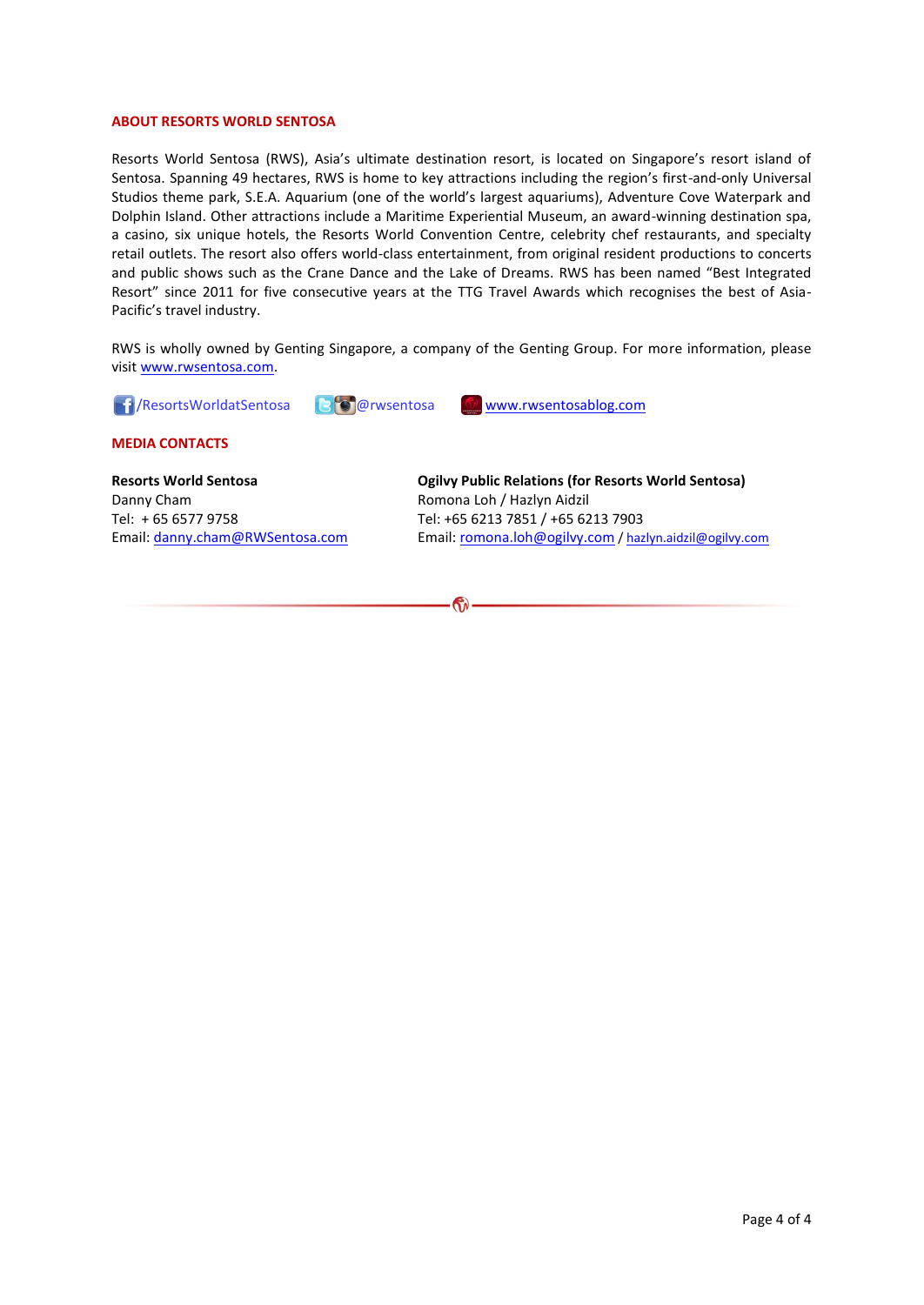## ABOUT RESORTS WORLD SENTOSA

Resorts World Sentosa (RWS), Asia's ultimate destination resort, is located on Singapore's resort island of Sentosa. Spanning 49 hectares, RWS is home to key attractions including the region's first-and-only Universal Studios theme park, S.E.A. Aquarium (one of the world's largest aquariums), Adventure Cove Waterpark and Dolphin Island. Other attractions include a Maritime Experiential Museum, an award-winning destination spa, a casino, six unique hotels, the Resorts World Convention Centre, celebrity chef restaurants, and specialty retail outlets. The resort also offers world-class entertainment, from original resident productions to concerts and public shows such as the Crane Dance and the Lake of Dreams. RWS has been named "Best Integrated Resort" since 2011 for five consecutive years at the TTG Travel Awards which recognises the best of Asia-Pacific's travel industry.

RWS is wholly owned by Genting Singapore, a company of the Genting Group. For more information, please visit www.rwsentosa.com.

/ResortsWorldatSentosa @rwsentosa www.rwsentosablog.com

## MEDIA CONTACTS

**Resorts World Sentosa**
Danny Cham
Tel: + 65 6577 9758
Email: danny.cham@RWSentosa.com

**Ogilvy Public Relations (for Resorts World Sentosa)**
Romona Loh / Hazlyn Aidzil
Tel: +65 6213 7851 / +65 6213 7903
Email: romona.loh@ogilvy.com / hazlyn.aidzil@ogilvy.com